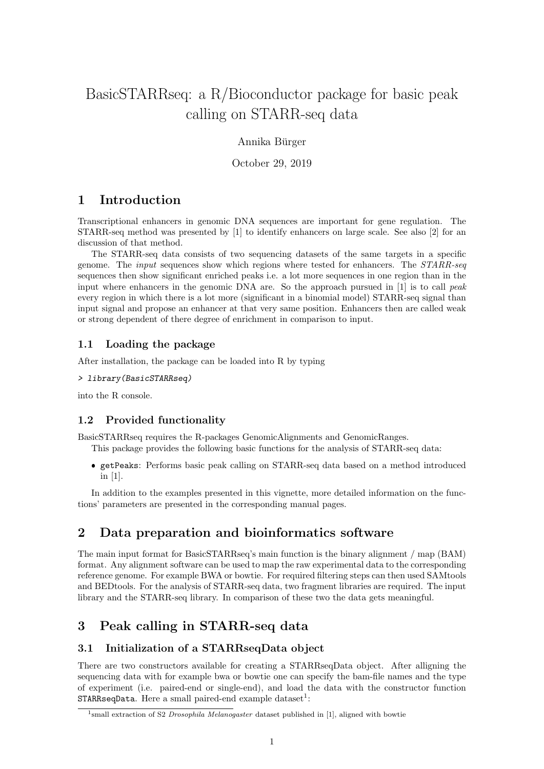# BasicSTARRseq: a R/Bioconductor package for basic peak calling on STARR-seq data

Annika Bürger

October 29, 2019

## 1 Introduction

Transcriptional enhancers in genomic DNA sequences are important for gene regulation. The STARR-seq method was presented by [1] to identify enhancers on large scale. See also [2] for an discussion of that method.

The STARR-seq data consists of two sequencing datasets of the same targets in a specific genome. The *input* sequences show which regions where tested for enhancers. The *STARR-seq* sequences then show significant enriched peaks i.e. a lot more sequences in one region than in the input where enhancers in the genomic DNA are. So the approach pursued in [1] is to call *peak* every region in which there is a lot more (significant in a binomial model) STARR-seq signal than input signal and propose an enhancer at that very same position. Enhancers then are called weak or strong dependent of there degree of enrichment in comparison to input.

### 1.1 Loading the package

After installation, the package can be loaded into R by typing

```
> library(BasicSTARRseq)
```

into the R console.

### 1.2 Provided functionality

BasicSTARRseq requires the R-packages GenomicAlignments and GenomicRanges.

This package provides the following basic functions for the analysis of STARR-seq data:

- `getPeaks`: Performs basic peak calling on STARR-seq data based on a method introduced in [1].

In addition to the examples presented in this vignette, more detailed information on the functions' parameters are presented in the corresponding manual pages.

## 2 Data preparation and bioinformatics software

The main input format for BasicSTARRseq's main function is the binary alignment / map (BAM) format. Any alignment software can be used to map the raw experimental data to the corresponding reference genome. For example BWA or bowtie. For required filtering steps can then used SAMtools and BEDtools. For the analysis of STARR-seq data, two fragment libraries are required. The input library and the STARR-seq library. In comparison of these two the data gets meaningful.

## 3 Peak calling in STARR-seq data

### 3.1 Initialization of a STARRseqData object

There are two constructors available for creating a STARRseqData object. After alligning the sequencing data with for example bwa or bowtie one can specify the bam-file names and the type of experiment (i.e. paired-end or single-end), and load the data with the constructor function `STARRseqData`. Here a small paired-end example dataset[1]:

[1] small extraction of S2 *Drosophila Melanogaster* dataset published in [1], aligned with bowtie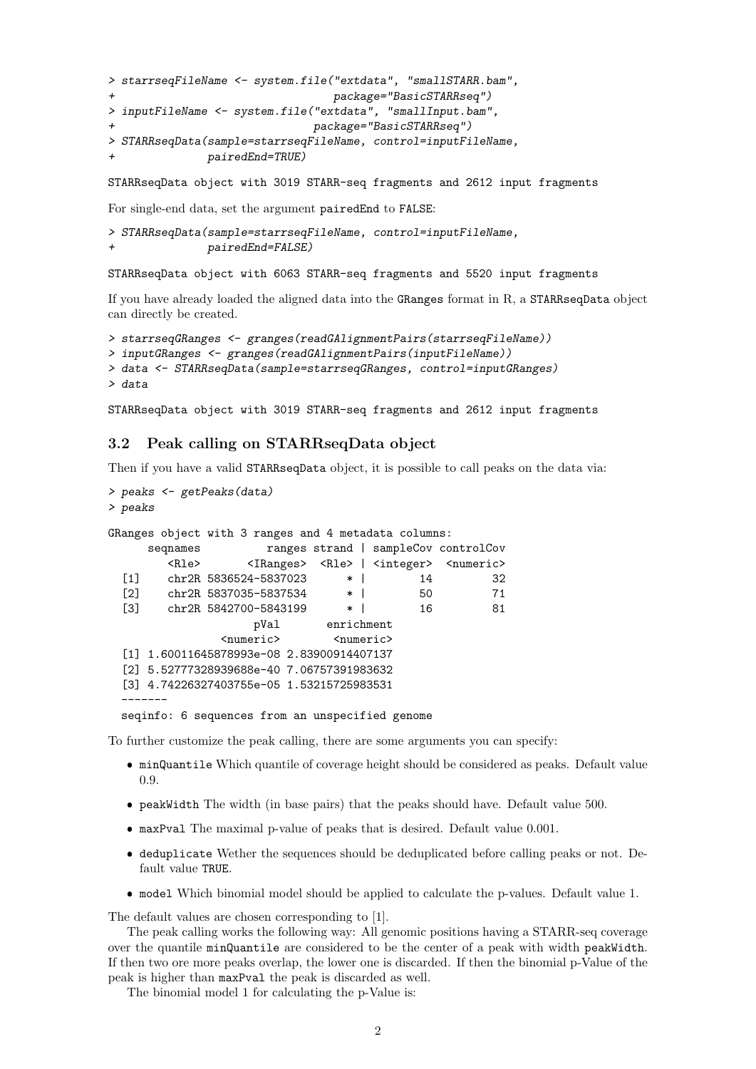```
> starrseqFileName <- system.file("extdata", "smallSTARR.bam",
+                                 package="BasicSTARRseq")
> inputFileName <- system.file("extdata", "smallInput.bam",
+                              package="BasicSTARRseq")
> STARRseqData(sample=starrseqFileName, control=inputFileName,
+             pairedEnd=TRUE)
```

```
STARRseqData object with 3019 STARR-seq fragments and 2612 input fragments
```

For single-end data, set the argument `pairedEnd` to `FALSE`:

```
> STARRseqData(sample=starrseqFileName, control=inputFileName,
+             pairedEnd=FALSE)
```

```
STARRseqData object with 6063 STARR-seq fragments and 5520 input fragments
```

If you have already loaded the aligned data into the `GRanges` format in R, a `STARRseqData` object can directly be created.

```
> starrseqGRanges <- granges(readGAlignmentPairs(starrseqFileName))
> inputGRanges <- granges(readGAlignmentPairs(inputFileName))
> data <- STARRseqData(sample=starrseqGRanges, control=inputGRanges)
> data
```

```
STARRseqData object with 3019 STARR-seq fragments and 2612 input fragments
```

### 3.2 Peak calling on STARRseqData object

Then if you have a valid `STARRseqData` object, it is possible to call peaks on the data via:

```
> peaks <- getPeaks(data)
> peaks
```

```
GRanges object with 3 ranges and 4 metadata columns:
      seqnames          ranges strand | sampleCov controlCov
         <Rle>       <IRanges>  <Rle> | <integer>  <numeric>
  [1]     chr2R 5836524-5837023      * |        14         32
  [2]     chr2R 5837035-5837534      * |        50         71
  [3]     chr2R 5842700-5843199      * |        16         81
                      pVal       enrichment
                 <numeric>        <numeric>
  [1] 1.60011645878993e-08 2.83900914407137
  [2] 5.52777328939688e-40 7.06757391983632
  [3] 4.74226327403755e-05 1.53215725983531
  -------
  seqinfo: 6 sequences from an unspecified genome
```

To further customize the peak calling, there are some arguments you can specify:

- `minQuantile` Which quantile of coverage height should be considered as peaks. Default value 0.9.
- `peakWidth` The width (in base pairs) that the peaks should have. Default value 500.
- `maxPval` The maximal p-value of peaks that is desired. Default value 0.001.
- `deduplicate` Wether the sequences should be deduplicated before calling peaks or not. Default value `TRUE`.
- `model` Which binomial model should be applied to calculate the p-values. Default value 1.

The default values are chosen corresponding to [1].

The peak calling works the following way: All genomic positions having a STARR-seq coverage over the quantile `minQuantile` are considered to be the center of a peak with width `peakWidth`. If then two ore more peaks overlap, the lower one is discarded. If then the binomial p-Value of the peak is higher than `maxPval` the peak is discarded as well.

The binomial model 1 for calculating the p-Value is: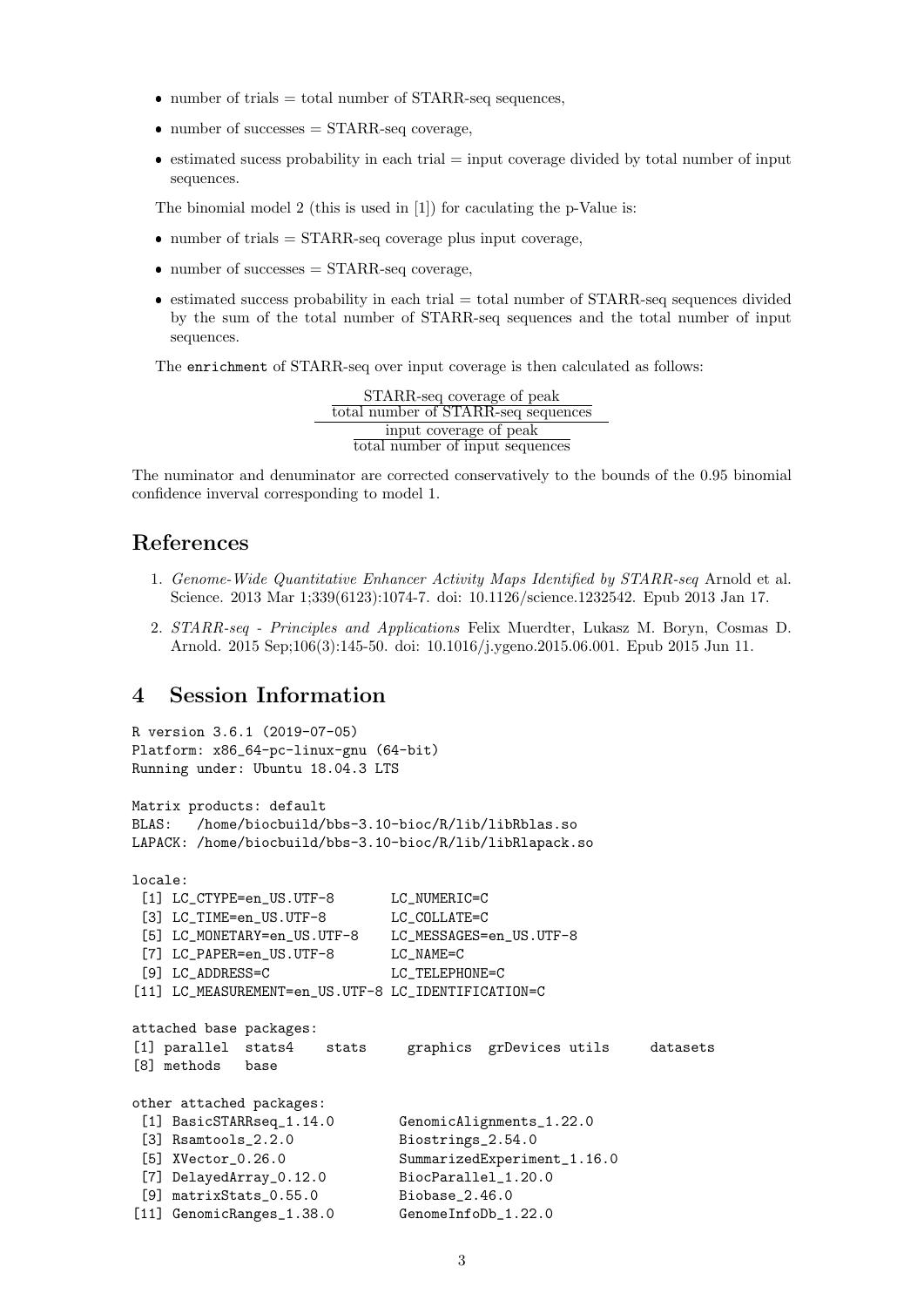- number of trials = total number of STARR-seq sequences,
- number of successes = STARR-seq coverage,
- estimated sucess probability in each trial = input coverage divided by total number of input sequences.

The binomial model 2 (this is used in [1]) for caculating the p-Value is:

- number of trials = STARR-seq coverage plus input coverage,
- number of successes = STARR-seq coverage,
- estimated success probability in each trial = total number of STARR-seq sequences divided by the sum of the total number of STARR-seq sequences and the total number of input sequences.

The enrichment of STARR-seq over input coverage is then calculated as follows:

$$\frac{\frac{\text{STARR-seq coverage of peak}}{\text{total number of STARR-seq sequences}}}{\frac{\text{input coverage of peak}}{\text{total number of input sequences}}}$$

The numinator and denuminator are corrected conservatively to the bounds of the 0.95 binomial confidence inverval corresponding to model 1.

## References

1. *Genome-Wide Quantitative Enhancer Activity Maps Identified by STARR-seq* Arnold et al. Science. 2013 Mar 1;339(6123):1074-7. doi: 10.1126/science.1232542. Epub 2013 Jan 17.
2. *STARR-seq - Principles and Applications* Felix Muerdter, Lukasz M. Boryn, Cosmas D. Arnold. 2015 Sep;106(3):145-50. doi: 10.1016/j.ygeno.2015.06.001. Epub 2015 Jun 11.

# 4 Session Information

```
R version 3.6.1 (2019-07-05)
Platform: x86_64-pc-linux-gnu (64-bit)
Running under: Ubuntu 18.04.3 LTS

Matrix products: default
BLAS:   /home/biocbuild/bbs-3.10-bioc/R/lib/libRblas.so
LAPACK: /home/biocbuild/bbs-3.10-bioc/R/lib/libRlapack.so

locale:
 [1] LC_CTYPE=en_US.UTF-8       LC_NUMERIC=C
 [3] LC_TIME=en_US.UTF-8        LC_COLLATE=C
 [5] LC_MONETARY=en_US.UTF-8    LC_MESSAGES=en_US.UTF-8
 [7] LC_PAPER=en_US.UTF-8       LC_NAME=C
 [9] LC_ADDRESS=C               LC_TELEPHONE=C
[11] LC_MEASUREMENT=en_US.UTF-8 LC_IDENTIFICATION=C

attached base packages:
[1] parallel  stats4    stats     graphics  grDevices utils     datasets
[8] methods   base

other attached packages:
 [1] BasicSTARRseq_1.14.0        GenomicAlignments_1.22.0
 [3] Rsamtools_2.2.0             Biostrings_2.54.0
 [5] XVector_0.26.0              SummarizedExperiment_1.16.0
 [7] DelayedArray_0.12.0         BiocParallel_1.20.0
 [9] matrixStats_0.55.0          Biobase_2.46.0
[11] GenomicRanges_1.38.0        GenomeInfoDb_1.22.0
```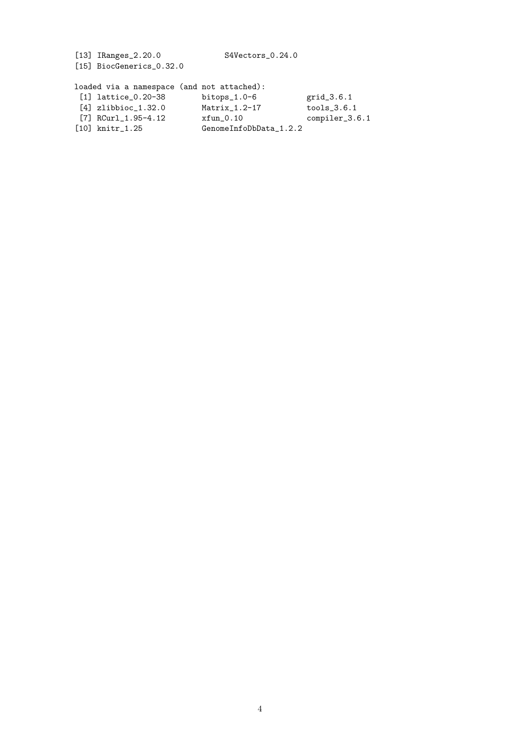```
[13] IRanges_2.20.0             S4Vectors_0.24.0
[15] BiocGenerics_0.32.0

loaded via a namespace (and not attached):
 [1] lattice_0.20-38        bitops_1.0-6           grid_3.6.1
 [4] zlibbioc_1.32.0        Matrix_1.2-17          tools_3.6.1
 [7] RCurl_1.95-4.12        xfun_0.10              compiler_3.6.1
[10] knitr_1.25             GenomeInfoDbData_1.2.2
```